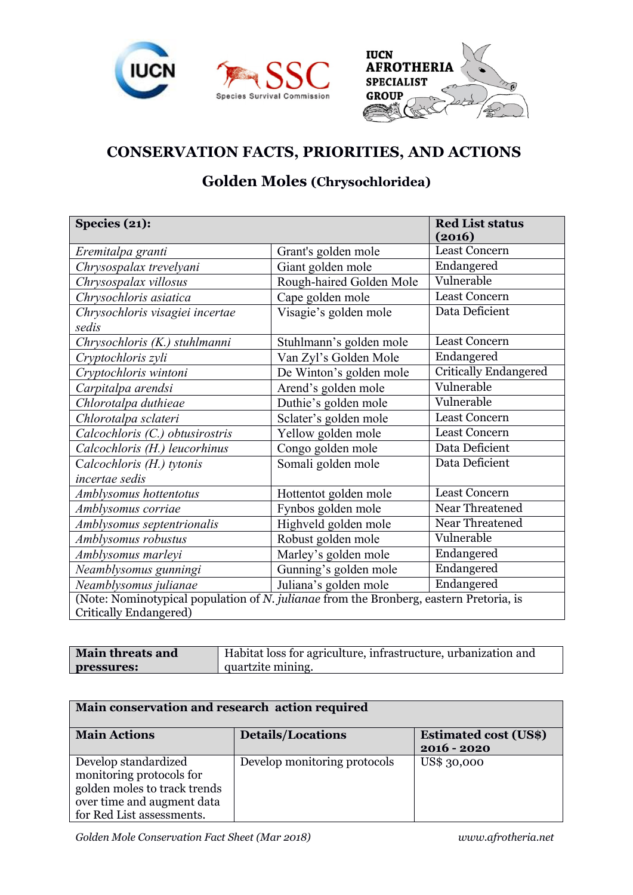IUCN SSC Species Survival Commission

IUCN AFROTHERIA SPECIALIST GROUP

# CONSERVATION FACTS, PRIORITIES, AND ACTIONS

## Golden Moles (Chrysochloridea)

| **Species (21):** | | **Red List status (2016)** |
|---|---|---|
| *Eremitalpa granti* | Grant's golden mole | Least Concern |
| *Chrysospalax trevelyani* | Giant golden mole | Endangered |
| *Chrysospalax villosus* | Rough-haired Golden Mole | Vulnerable |
| *Chrysochloris asiatica* | Cape golden mole | Least Concern |
| *Chrysochloris visagiei incertae sedis* | Visagie's golden mole | Data Deficient |
| *Chrysochloris (K.) stuhlmanni* | Stuhlmann's golden mole | Least Concern |
| *Cryptochloris zyli* | Van Zyl's Golden Mole | Endangered |
| *Cryptochloris wintoni* | De Winton's golden mole | Critically Endangered |
| *Carpitalpa arendsi* | Arend's golden mole | Vulnerable |
| *Chlorotalpa duthieae* | Duthie's golden mole | Vulnerable |
| *Chlorotalpa sclateri* | Sclater's golden mole | Least Concern |
| *Calcochloris (C.) obtusirostris* | Yellow golden mole | Least Concern |
| *Calcochloris (H.) leucorhinus* | Congo golden mole | Data Deficient |
| *Calcochloris (H.) tytonis incertae sedis* | Somali golden mole | Data Deficient |
| *Amblysomus hottentotus* | Hottentot golden mole | Least Concern |
| *Amblysomus corriae* | Fynbos golden mole | Near Threatened |
| *Amblysomus septentrionalis* | Highveld golden mole | Near Threatened |
| *Amblysomus robustus* | Robust golden mole | Vulnerable |
| *Amblysomus marleyi* | Marley's golden mole | Endangered |
| *Neamblysomus gunningi* | Gunning's golden mole | Endangered |
| *Neamblysomus julianae* | Juliana's golden mole | Endangered |
| (Note: Nominotypical population of *N. julianae* from the Bronberg, eastern Pretoria, is Critically Endangered) | | |

| **Main threats and pressures:** | Habitat loss for agriculture, infrastructure, urbanization and quartzite mining. |
|---|---|

| **Main conservation and research action required** | | |
|---|---|---|
| **Main Actions** | **Details/Locations** | **Estimated cost (US$) 2016 - 2020** |
| Develop standardized monitoring protocols for golden moles to track trends over time and augment data for Red List assessments. | Develop monitoring protocols | US$ 30,000 |

*Golden Mole Conservation Fact Sheet (Mar 2018)* www.afrotheria.net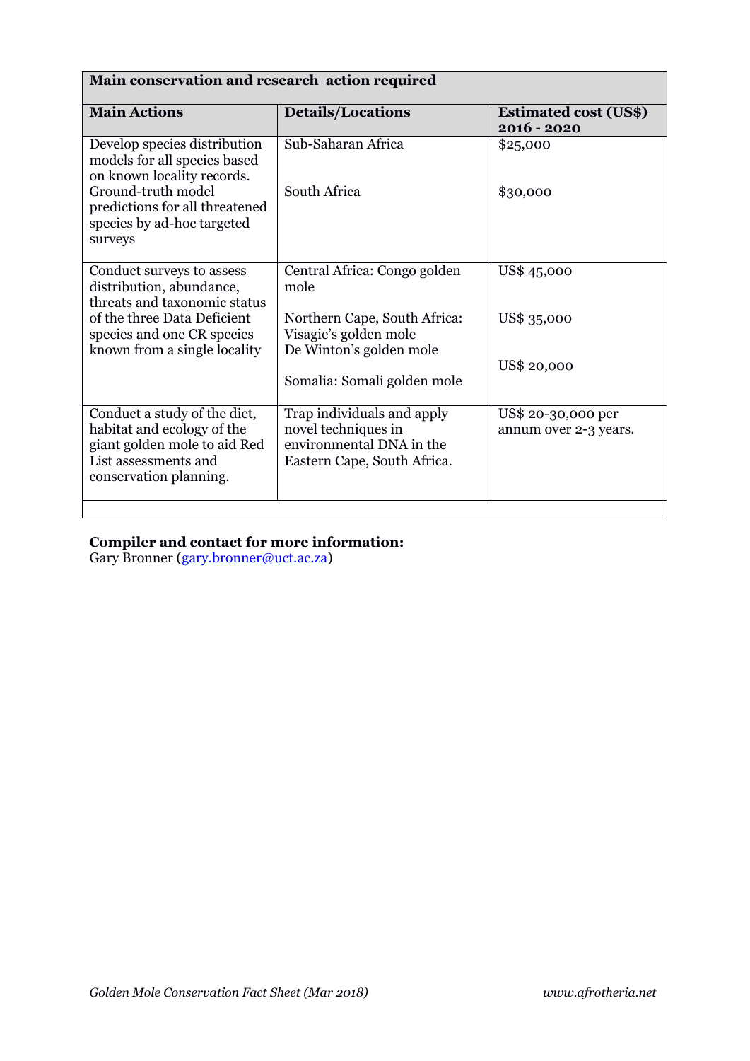| Main conservation and research action required | | |
|---|---|---|
| **Main Actions** | **Details/Locations** | **Estimated cost (US$) 2016 - 2020** |
| Develop species distribution models for all species based on known locality records. | Sub-Saharan Africa | $25,000 |
| Ground-truth model predictions for all threatened species by ad-hoc targeted surveys | South Africa | $30,000 |
| Conduct surveys to assess distribution, abundance, threats and taxonomic status of the three Data Deficient species and one CR species known from a single locality | Central Africa: Congo golden mole | US$ 45,000 |
| | Northern Cape, South Africa: Visagie's golden mole De Winton's golden mole | US$ 35,000 |
| | Somalia: Somali golden mole | US$ 20,000 |
| Conduct a study of the diet, habitat and ecology of the giant golden mole to aid Red List assessments and conservation planning. | Trap individuals and apply novel techniques in environmental DNA in the Eastern Cape, South Africa. | US$ 20-30,000 per annum over 2-3 years. |

**Compiler and contact for more information:**
Gary Bronner (gary.bronner@uct.ac.za)